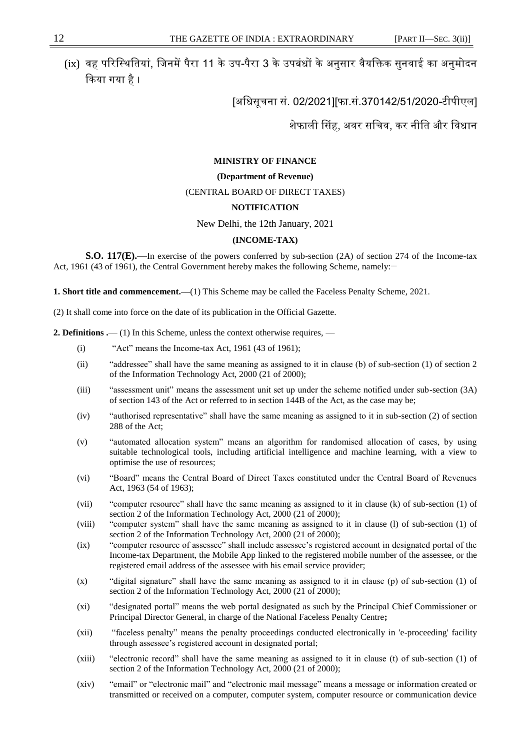(ix) वह परिस्थितियां, जिनमें पैरा 11 के उप-पैरा 3 के उपबंधों के अनुसार वैयक्तिक सुनवाई का अनुमोदन किया गया है ।

[अधिसूचना सं. 02/2021][फा.सं.370142/51/2020-टीपीएल]

शेफाली सिंह, अवर सचिव, कर नीति और विधान

**MINISTRY OF FINANCE**

**(Department of Revenue)**

(CENTRAL BOARD OF DIRECT TAXES)

**NOTIFICATION**

New Delhi, the 12th January, 2021

**(INCOME-TAX)**

**S.O. 117(E).**—In exercise of the powers conferred by sub-section (2A) of section 274 of the Income-tax Act, 1961 (43 of 1961), the Central Government hereby makes the following Scheme, namely:—

**1. Short title and commencement.—**(1) This Scheme may be called the Faceless Penalty Scheme, 2021.

(2) It shall come into force on the date of its publication in the Official Gazette.

**2. Definitions .**— (1) In this Scheme, unless the context otherwise requires, —

(i) "Act" means the Income-tax Act, 1961 (43 of 1961);

(ii) "addressee" shall have the same meaning as assigned to it in clause (b) of sub-section (1) of section 2 of the Information Technology Act, 2000 (21 of 2000);

(iii) "assessment unit" means the assessment unit set up under the scheme notified under sub-section (3A) of section 143 of the Act or referred to in section 144B of the Act, as the case may be;

(iv) "authorised representative" shall have the same meaning as assigned to it in sub-section (2) of section 288 of the Act;

(v) "automated allocation system" means an algorithm for randomised allocation of cases, by using suitable technological tools, including artificial intelligence and machine learning, with a view to optimise the use of resources;

(vi) "Board" means the Central Board of Direct Taxes constituted under the Central Board of Revenues Act, 1963 (54 of 1963);

(vii) "computer resource" shall have the same meaning as assigned to it in clause (k) of sub-section (1) of section 2 of the Information Technology Act, 2000 (21 of 2000);

(viii) "computer system" shall have the same meaning as assigned to it in clause (l) of sub-section (1) of section 2 of the Information Technology Act, 2000 (21 of 2000);

(ix) "computer resource of assessee" shall include assessee's registered account in designated portal of the Income-tax Department, the Mobile App linked to the registered mobile number of the assessee, or the registered email address of the assessee with his email service provider;

(x) "digital signature" shall have the same meaning as assigned to it in clause (p) of sub-section (1) of section 2 of the Information Technology Act, 2000 (21 of 2000);

(xi) "designated portal" means the web portal designated as such by the Principal Chief Commissioner or Principal Director General, in charge of the National Faceless Penalty Centre**;**

(xii) "faceless penalty" means the penalty proceedings conducted electronically in 'e-proceeding' facility through assessee's registered account in designated portal;

(xiii) "electronic record" shall have the same meaning as assigned to it in clause (t) of sub-section (1) of section 2 of the Information Technology Act, 2000 (21 of 2000);

(xiv) "email" or "electronic mail" and "electronic mail message" means a message or information created or transmitted or received on a computer, computer system, computer resource or communication device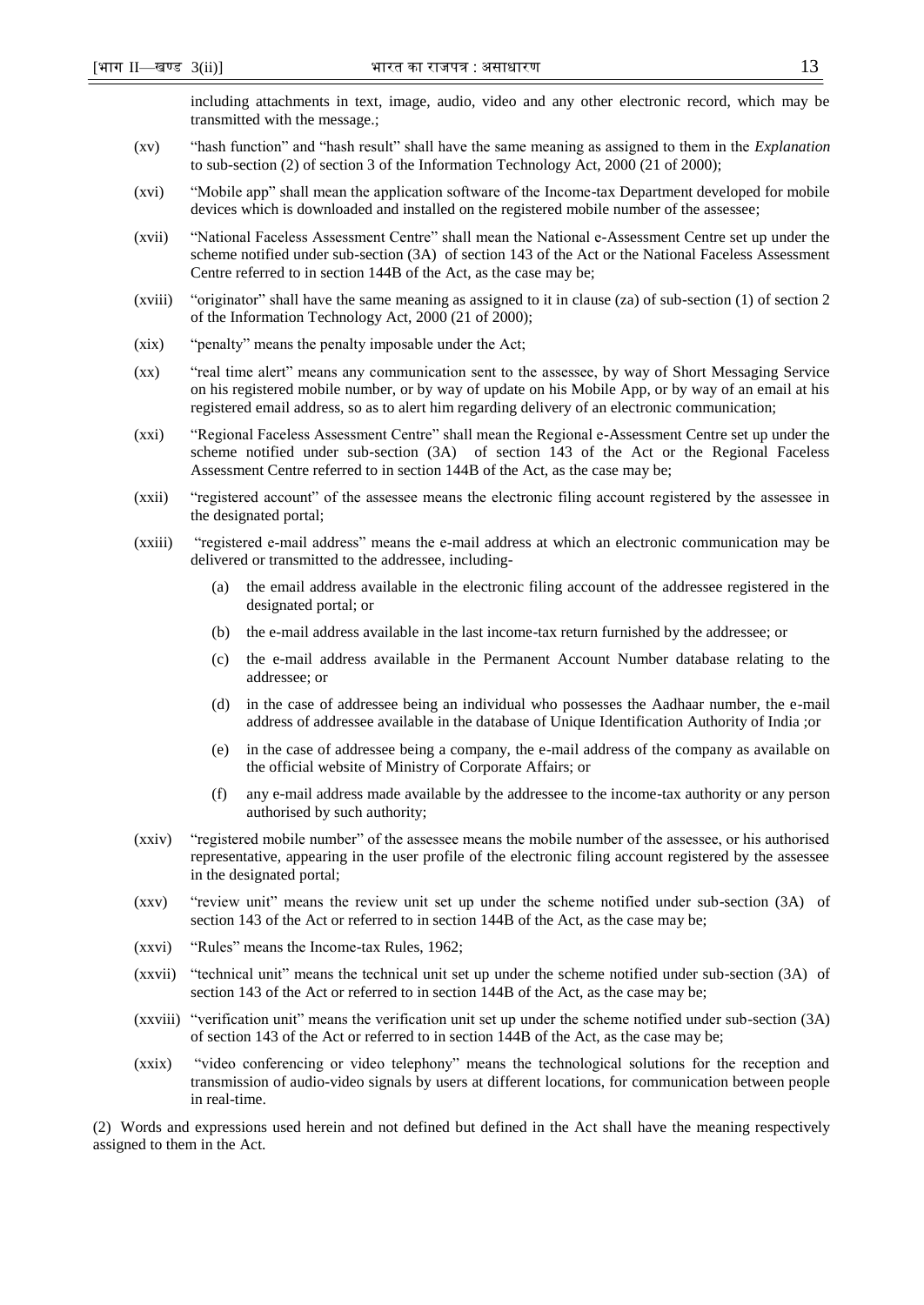including attachments in text, image, audio, video and any other electronic record, which may be transmitted with the message.;

(xv) "hash function" and "hash result" shall have the same meaning as assigned to them in the *Explanation* to sub-section (2) of section 3 of the Information Technology Act, 2000 (21 of 2000);

(xvi) "Mobile app" shall mean the application software of the Income-tax Department developed for mobile devices which is downloaded and installed on the registered mobile number of the assessee;

(xvii) "National Faceless Assessment Centre" shall mean the National e-Assessment Centre set up under the scheme notified under sub-section (3A) of section 143 of the Act or the National Faceless Assessment Centre referred to in section 144B of the Act, as the case may be;

(xviii) "originator" shall have the same meaning as assigned to it in clause (za) of sub-section (1) of section 2 of the Information Technology Act, 2000 (21 of 2000);

(xix) "penalty" means the penalty imposable under the Act;

(xx) "real time alert" means any communication sent to the assessee, by way of Short Messaging Service on his registered mobile number, or by way of update on his Mobile App, or by way of an email at his registered email address, so as to alert him regarding delivery of an electronic communication;

(xxi) "Regional Faceless Assessment Centre" shall mean the Regional e-Assessment Centre set up under the scheme notified under sub-section (3A) of section 143 of the Act or the Regional Faceless Assessment Centre referred to in section 144B of the Act, as the case may be;

(xxii) "registered account" of the assessee means the electronic filing account registered by the assessee in the designated portal;

(xxiii) "registered e-mail address" means the e-mail address at which an electronic communication may be delivered or transmitted to the addressee, including-

(a) the email address available in the electronic filing account of the addressee registered in the designated portal; or

(b) the e-mail address available in the last income-tax return furnished by the addressee; or

(c) the e-mail address available in the Permanent Account Number database relating to the addressee; or

(d) in the case of addressee being an individual who possesses the Aadhaar number, the e-mail address of addressee available in the database of Unique Identification Authority of India ;or

(e) in the case of addressee being a company, the e-mail address of the company as available on the official website of Ministry of Corporate Affairs; or

(f) any e-mail address made available by the addressee to the income-tax authority or any person authorised by such authority;

(xxiv) "registered mobile number" of the assessee means the mobile number of the assessee, or his authorised representative, appearing in the user profile of the electronic filing account registered by the assessee in the designated portal;

(xxv) "review unit" means the review unit set up under the scheme notified under sub-section (3A) of section 143 of the Act or referred to in section 144B of the Act, as the case may be;

(xxvi) "Rules" means the Income-tax Rules, 1962;

(xxvii) "technical unit" means the technical unit set up under the scheme notified under sub-section (3A) of section 143 of the Act or referred to in section 144B of the Act, as the case may be;

(xxviii) "verification unit" means the verification unit set up under the scheme notified under sub-section (3A) of section 143 of the Act or referred to in section 144B of the Act, as the case may be;

(xxix) "video conferencing or video telephony" means the technological solutions for the reception and transmission of audio-video signals by users at different locations, for communication between people in real-time.

(2) Words and expressions used herein and not defined but defined in the Act shall have the meaning respectively assigned to them in the Act.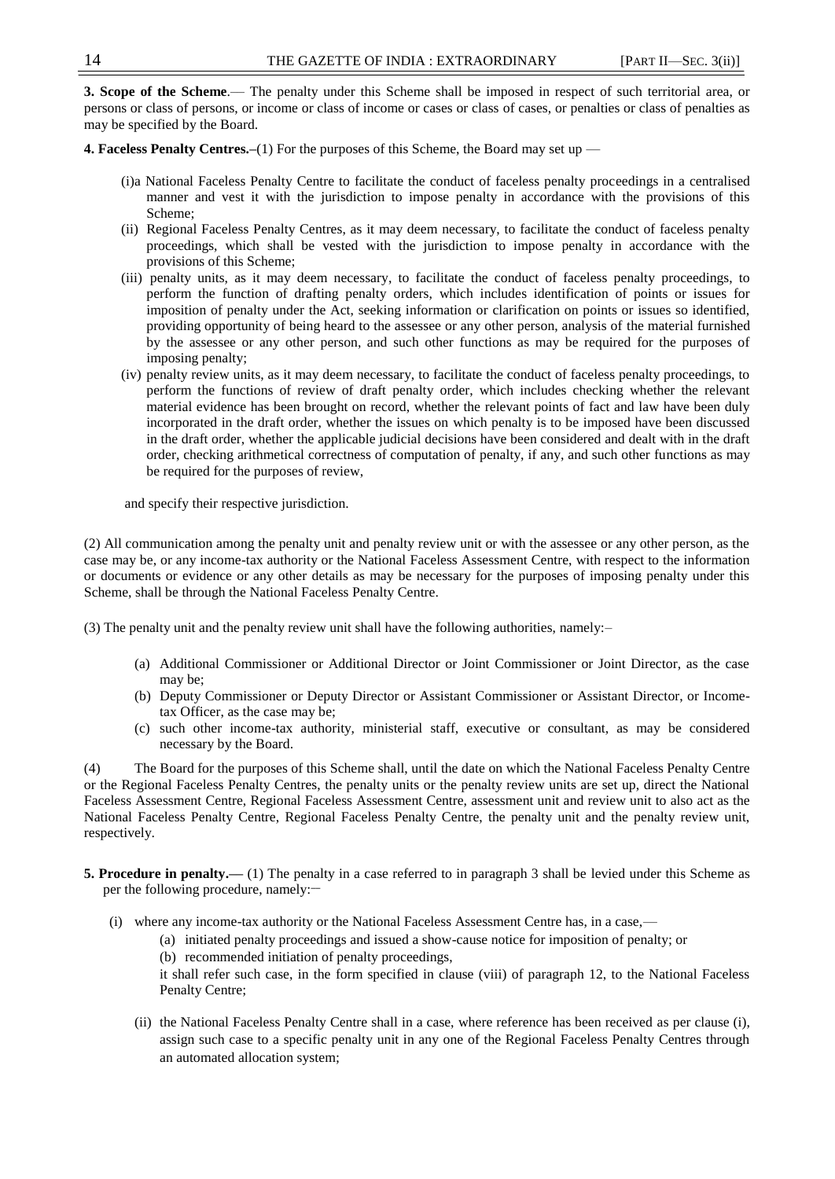**3. Scope of the Scheme**.— The penalty under this Scheme shall be imposed in respect of such territorial area, or persons or class of persons, or income or class of income or cases or class of cases, or penalties or class of penalties as may be specified by the Board.

**4. Faceless Penalty Centres.**–(1) For the purposes of this Scheme, the Board may set up —

(i)a National Faceless Penalty Centre to facilitate the conduct of faceless penalty proceedings in a centralised manner and vest it with the jurisdiction to impose penalty in accordance with the provisions of this Scheme;

(ii) Regional Faceless Penalty Centres, as it may deem necessary, to facilitate the conduct of faceless penalty proceedings, which shall be vested with the jurisdiction to impose penalty in accordance with the provisions of this Scheme;

(iii) penalty units, as it may deem necessary, to facilitate the conduct of faceless penalty proceedings, to perform the function of drafting penalty orders, which includes identification of points or issues for imposition of penalty under the Act, seeking information or clarification on points or issues so identified, providing opportunity of being heard to the assessee or any other person, analysis of the material furnished by the assessee or any other person, and such other functions as may be required for the purposes of imposing penalty;

(iv) penalty review units, as it may deem necessary, to facilitate the conduct of faceless penalty proceedings, to perform the functions of review of draft penalty order, which includes checking whether the relevant material evidence has been brought on record, whether the relevant points of fact and law have been duly incorporated in the draft order, whether the issues on which penalty is to be imposed have been discussed in the draft order, whether the applicable judicial decisions have been considered and dealt with in the draft order, checking arithmetical correctness of computation of penalty, if any, and such other functions as may be required for the purposes of review,

and specify their respective jurisdiction.

(2) All communication among the penalty unit and penalty review unit or with the assessee or any other person, as the case may be, or any income-tax authority or the National Faceless Assessment Centre, with respect to the information or documents or evidence or any other details as may be necessary for the purposes of imposing penalty under this Scheme, shall be through the National Faceless Penalty Centre.

(3) The penalty unit and the penalty review unit shall have the following authorities, namely:–

(a) Additional Commissioner or Additional Director or Joint Commissioner or Joint Director, as the case may be;

(b) Deputy Commissioner or Deputy Director or Assistant Commissioner or Assistant Director, or Income-tax Officer, as the case may be;

(c) such other income-tax authority, ministerial staff, executive or consultant, as may be considered necessary by the Board.

(4) The Board for the purposes of this Scheme shall, until the date on which the National Faceless Penalty Centre or the Regional Faceless Penalty Centres, the penalty units or the penalty review units are set up, direct the National Faceless Assessment Centre, Regional Faceless Assessment Centre, assessment unit and review unit to also act as the National Faceless Penalty Centre, Regional Faceless Penalty Centre, the penalty unit and the penalty review unit, respectively.

**5. Procedure in penalty.—** (1) The penalty in a case referred to in paragraph 3 shall be levied under this Scheme as per the following procedure, namely:–

(i) where any income-tax authority or the National Faceless Assessment Centre has, in a case,—

(a) initiated penalty proceedings and issued a show-cause notice for imposition of penalty; or

(b) recommended initiation of penalty proceedings,

it shall refer such case, in the form specified in clause (viii) of paragraph 12, to the National Faceless Penalty Centre;

(ii) the National Faceless Penalty Centre shall in a case, where reference has been received as per clause (i), assign such case to a specific penalty unit in any one of the Regional Faceless Penalty Centres through an automated allocation system;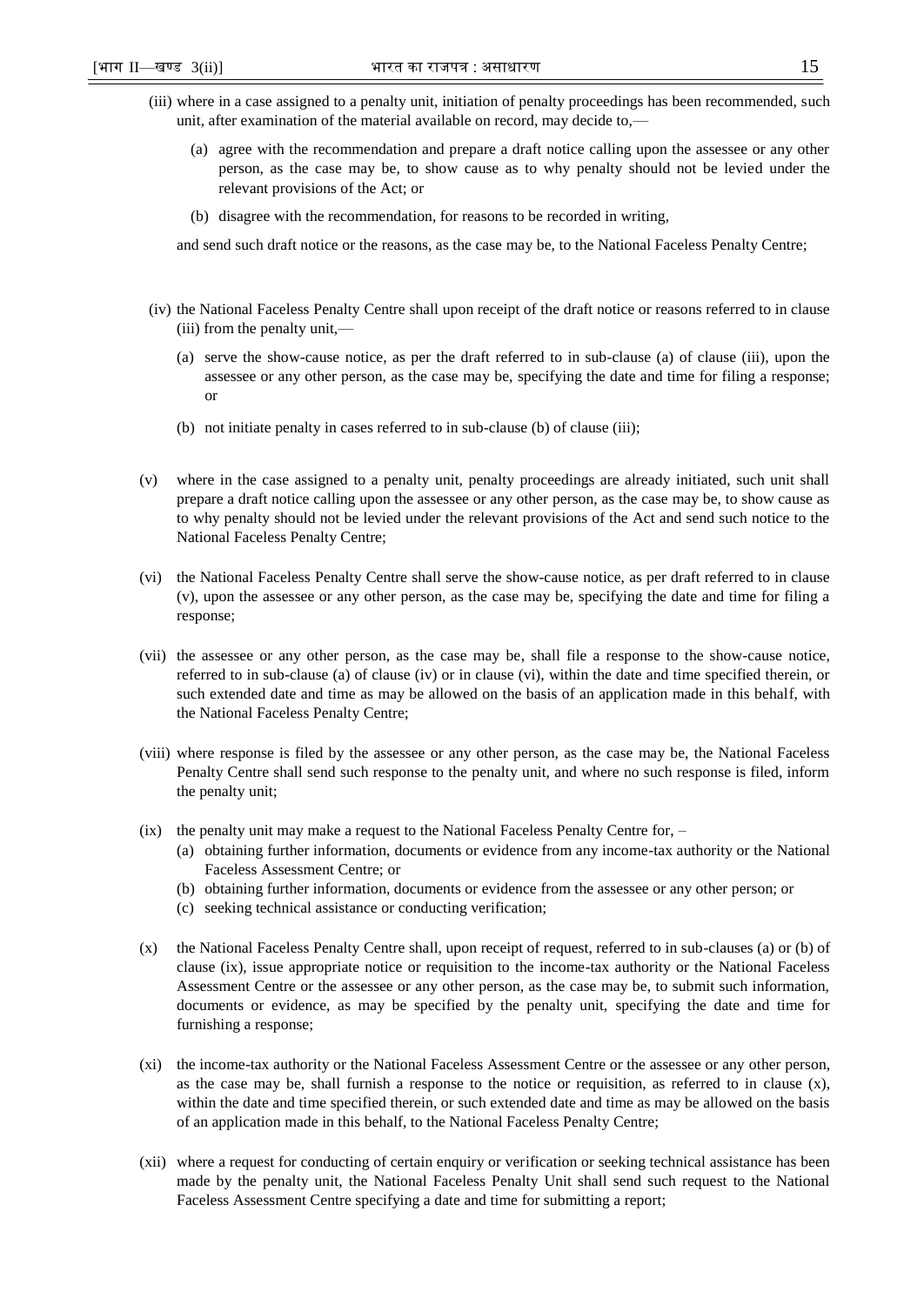(iii) where in a case assigned to a penalty unit, initiation of penalty proceedings has been recommended, such unit, after examination of the material available on record, may decide to,—

(a) agree with the recommendation and prepare a draft notice calling upon the assessee or any other person, as the case may be, to show cause as to why penalty should not be levied under the relevant provisions of the Act; or

(b) disagree with the recommendation, for reasons to be recorded in writing,

and send such draft notice or the reasons, as the case may be, to the National Faceless Penalty Centre;

(iv) the National Faceless Penalty Centre shall upon receipt of the draft notice or reasons referred to in clause (iii) from the penalty unit,—

(a) serve the show-cause notice, as per the draft referred to in sub-clause (a) of clause (iii), upon the assessee or any other person, as the case may be, specifying the date and time for filing a response; or

(b) not initiate penalty in cases referred to in sub-clause (b) of clause (iii);

(v) where in the case assigned to a penalty unit, penalty proceedings are already initiated, such unit shall prepare a draft notice calling upon the assessee or any other person, as the case may be, to show cause as to why penalty should not be levied under the relevant provisions of the Act and send such notice to the National Faceless Penalty Centre;

(vi) the National Faceless Penalty Centre shall serve the show-cause notice, as per draft referred to in clause (v), upon the assessee or any other person, as the case may be, specifying the date and time for filing a response;

(vii) the assessee or any other person, as the case may be, shall file a response to the show-cause notice, referred to in sub-clause (a) of clause (iv) or in clause (vi), within the date and time specified therein, or such extended date and time as may be allowed on the basis of an application made in this behalf, with the National Faceless Penalty Centre;

(viii) where response is filed by the assessee or any other person, as the case may be, the National Faceless Penalty Centre shall send such response to the penalty unit, and where no such response is filed, inform the penalty unit;

(ix) the penalty unit may make a request to the National Faceless Penalty Centre for, –

(a) obtaining further information, documents or evidence from any income-tax authority or the National Faceless Assessment Centre; or

(b) obtaining further information, documents or evidence from the assessee or any other person; or

(c) seeking technical assistance or conducting verification;

(x) the National Faceless Penalty Centre shall, upon receipt of request, referred to in sub-clauses (a) or (b) of clause (ix), issue appropriate notice or requisition to the income-tax authority or the National Faceless Assessment Centre or the assessee or any other person, as the case may be, to submit such information, documents or evidence, as may be specified by the penalty unit, specifying the date and time for furnishing a response;

(xi) the income-tax authority or the National Faceless Assessment Centre or the assessee or any other person, as the case may be, shall furnish a response to the notice or requisition, as referred to in clause (x), within the date and time specified therein, or such extended date and time as may be allowed on the basis of an application made in this behalf, to the National Faceless Penalty Centre;

(xii) where a request for conducting of certain enquiry or verification or seeking technical assistance has been made by the penalty unit, the National Faceless Penalty Unit shall send such request to the National Faceless Assessment Centre specifying a date and time for submitting a report;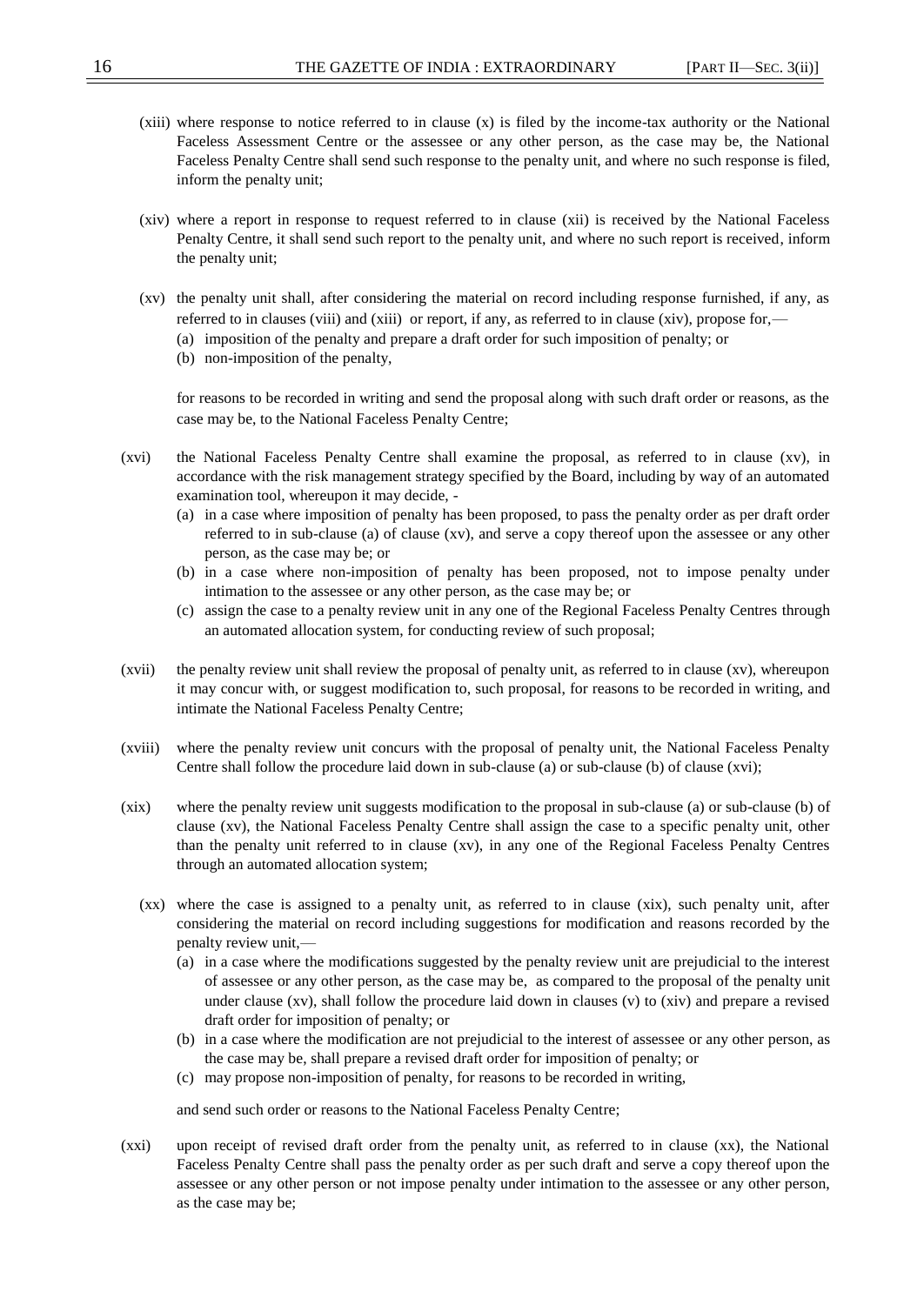(xiii) where response to notice referred to in clause (x) is filed by the income-tax authority or the National Faceless Assessment Centre or the assessee or any other person, as the case may be, the National Faceless Penalty Centre shall send such response to the penalty unit, and where no such response is filed, inform the penalty unit;

(xiv) where a report in response to request referred to in clause (xii) is received by the National Faceless Penalty Centre, it shall send such report to the penalty unit, and where no such report is received, inform the penalty unit;

(xv) the penalty unit shall, after considering the material on record including response furnished, if any, as referred to in clauses (viii) and (xiii) or report, if any, as referred to in clause (xiv), propose for,—

(a) imposition of the penalty and prepare a draft order for such imposition of penalty; or

(b) non-imposition of the penalty,

for reasons to be recorded in writing and send the proposal along with such draft order or reasons, as the case may be, to the National Faceless Penalty Centre;

(xvi) the National Faceless Penalty Centre shall examine the proposal, as referred to in clause (xv), in accordance with the risk management strategy specified by the Board, including by way of an automated examination tool, whereupon it may decide, -

(a) in a case where imposition of penalty has been proposed, to pass the penalty order as per draft order referred to in sub-clause (a) of clause (xv), and serve a copy thereof upon the assessee or any other person, as the case may be; or

(b) in a case where non-imposition of penalty has been proposed, not to impose penalty under intimation to the assessee or any other person, as the case may be; or

(c) assign the case to a penalty review unit in any one of the Regional Faceless Penalty Centres through an automated allocation system, for conducting review of such proposal;

(xvii) the penalty review unit shall review the proposal of penalty unit, as referred to in clause (xv), whereupon it may concur with, or suggest modification to, such proposal, for reasons to be recorded in writing, and intimate the National Faceless Penalty Centre;

(xviii) where the penalty review unit concurs with the proposal of penalty unit, the National Faceless Penalty Centre shall follow the procedure laid down in sub-clause (a) or sub-clause (b) of clause (xvi);

(xix) where the penalty review unit suggests modification to the proposal in sub-clause (a) or sub-clause (b) of clause (xv), the National Faceless Penalty Centre shall assign the case to a specific penalty unit, other than the penalty unit referred to in clause (xv), in any one of the Regional Faceless Penalty Centres through an automated allocation system;

(xx) where the case is assigned to a penalty unit, as referred to in clause (xix), such penalty unit, after considering the material on record including suggestions for modification and reasons recorded by the penalty review unit,—

(a) in a case where the modifications suggested by the penalty review unit are prejudicial to the interest of assessee or any other person, as the case may be, as compared to the proposal of the penalty unit under clause (xv), shall follow the procedure laid down in clauses (v) to (xiv) and prepare a revised draft order for imposition of penalty; or

(b) in a case where the modification are not prejudicial to the interest of assessee or any other person, as the case may be, shall prepare a revised draft order for imposition of penalty; or

(c) may propose non-imposition of penalty, for reasons to be recorded in writing,

and send such order or reasons to the National Faceless Penalty Centre;

(xxi) upon receipt of revised draft order from the penalty unit, as referred to in clause (xx), the National Faceless Penalty Centre shall pass the penalty order as per such draft and serve a copy thereof upon the assessee or any other person or not impose penalty under intimation to the assessee or any other person, as the case may be;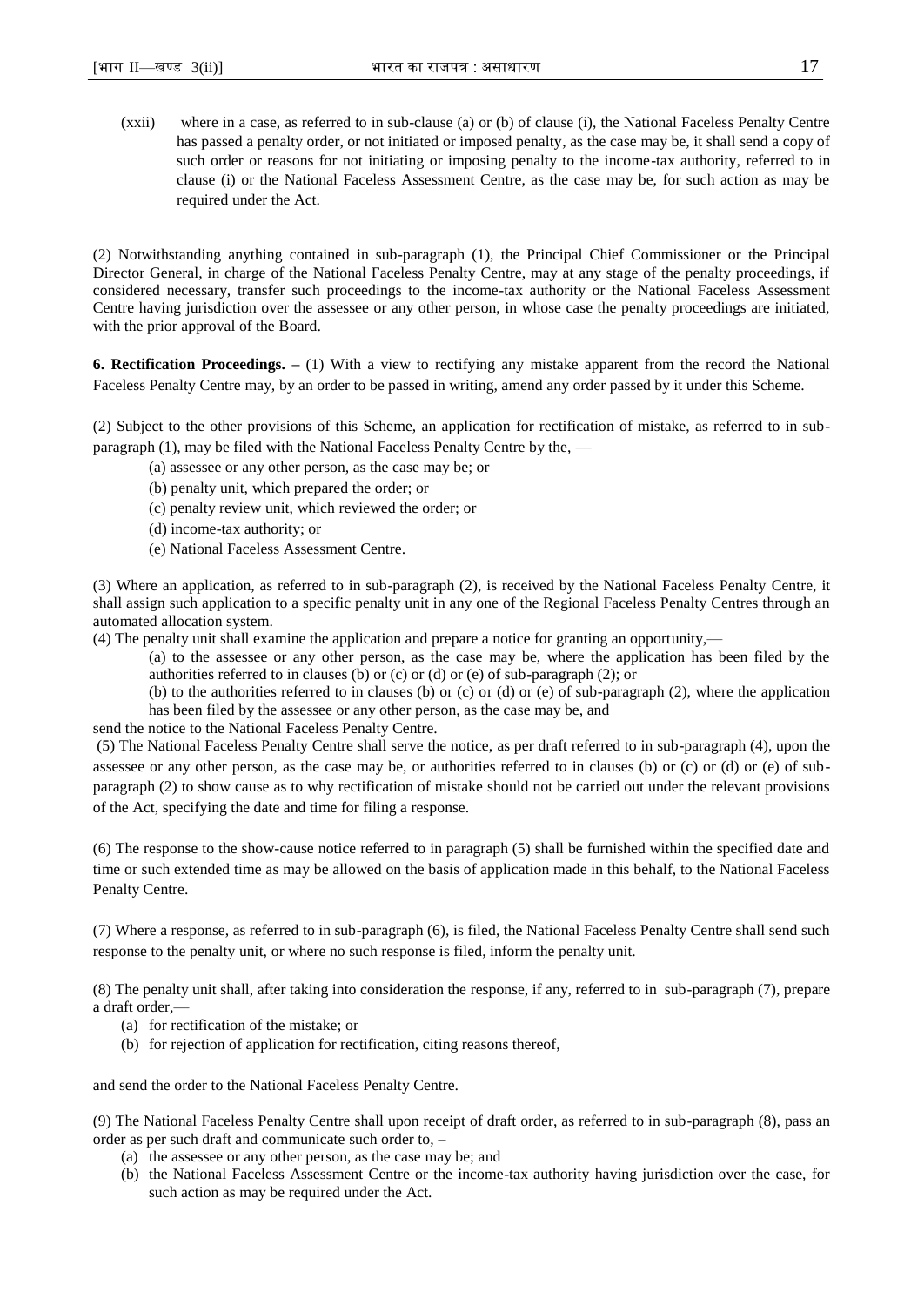(xxii) where in a case, as referred to in sub-clause (a) or (b) of clause (i), the National Faceless Penalty Centre has passed a penalty order, or not initiated or imposed penalty, as the case may be, it shall send a copy of such order or reasons for not initiating or imposing penalty to the income-tax authority, referred to in clause (i) or the National Faceless Assessment Centre, as the case may be, for such action as may be required under the Act.

(2) Notwithstanding anything contained in sub-paragraph (1), the Principal Chief Commissioner or the Principal Director General, in charge of the National Faceless Penalty Centre, may at any stage of the penalty proceedings, if considered necessary, transfer such proceedings to the income-tax authority or the National Faceless Assessment Centre having jurisdiction over the assessee or any other person, in whose case the penalty proceedings are initiated, with the prior approval of the Board.

**6. Rectification Proceedings. –** (1) With a view to rectifying any mistake apparent from the record the National Faceless Penalty Centre may, by an order to be passed in writing, amend any order passed by it under this Scheme.

(2) Subject to the other provisions of this Scheme, an application for rectification of mistake, as referred to in sub-paragraph (1), may be filed with the National Faceless Penalty Centre by the, —

(a) assessee or any other person, as the case may be; or

(b) penalty unit, which prepared the order; or

(c) penalty review unit, which reviewed the order; or

(d) income-tax authority; or

(e) National Faceless Assessment Centre.

(3) Where an application, as referred to in sub-paragraph (2), is received by the National Faceless Penalty Centre, it shall assign such application to a specific penalty unit in any one of the Regional Faceless Penalty Centres through an automated allocation system.

(4) The penalty unit shall examine the application and prepare a notice for granting an opportunity,—

(a) to the assessee or any other person, as the case may be, where the application has been filed by the authorities referred to in clauses (b) or (c) or (d) or (e) of sub-paragraph (2); or

(b) to the authorities referred to in clauses (b) or (c) or (d) or (e) of sub-paragraph (2), where the application has been filed by the assessee or any other person, as the case may be, and

send the notice to the National Faceless Penalty Centre.

(5) The National Faceless Penalty Centre shall serve the notice, as per draft referred to in sub-paragraph (4), upon the assessee or any other person, as the case may be, or authorities referred to in clauses (b) or (c) or (d) or (e) of sub-paragraph (2) to show cause as to why rectification of mistake should not be carried out under the relevant provisions of the Act, specifying the date and time for filing a response.

(6) The response to the show-cause notice referred to in paragraph (5) shall be furnished within the specified date and time or such extended time as may be allowed on the basis of application made in this behalf, to the National Faceless Penalty Centre.

(7) Where a response, as referred to in sub-paragraph (6), is filed, the National Faceless Penalty Centre shall send such response to the penalty unit, or where no such response is filed, inform the penalty unit.

(8) The penalty unit shall, after taking into consideration the response, if any, referred to in sub-paragraph (7), prepare a draft order,—

(a) for rectification of the mistake; or

(b) for rejection of application for rectification, citing reasons thereof,

and send the order to the National Faceless Penalty Centre.

(9) The National Faceless Penalty Centre shall upon receipt of draft order, as referred to in sub-paragraph (8), pass an order as per such draft and communicate such order to, –

(a) the assessee or any other person, as the case may be; and

(b) the National Faceless Assessment Centre or the income-tax authority having jurisdiction over the case, for such action as may be required under the Act.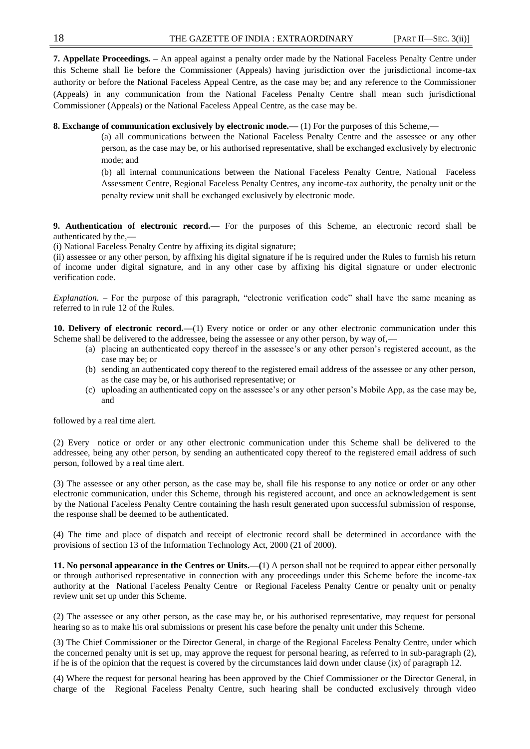**7. Appellate Proceedings. –** An appeal against a penalty order made by the National Faceless Penalty Centre under this Scheme shall lie before the Commissioner (Appeals) having jurisdiction over the jurisdictional income-tax authority or before the National Faceless Appeal Centre, as the case may be; and any reference to the Commissioner (Appeals) in any communication from the National Faceless Penalty Centre shall mean such jurisdictional Commissioner (Appeals) or the National Faceless Appeal Centre, as the case may be.

**8. Exchange of communication exclusively by electronic mode.—** (1) For the purposes of this Scheme,—

(a) all communications between the National Faceless Penalty Centre and the assessee or any other person, as the case may be, or his authorised representative, shall be exchanged exclusively by electronic mode; and

(b) all internal communications between the National Faceless Penalty Centre, National Faceless Assessment Centre, Regional Faceless Penalty Centres, any income-tax authority, the penalty unit or the penalty review unit shall be exchanged exclusively by electronic mode.

**9. Authentication of electronic record.—** For the purposes of this Scheme, an electronic record shall be authenticated by the,—

(i) National Faceless Penalty Centre by affixing its digital signature;

(ii) assessee or any other person, by affixing his digital signature if he is required under the Rules to furnish his return of income under digital signature, and in any other case by affixing his digital signature or under electronic verification code.

*Explanation.* – For the purpose of this paragraph, "electronic verification code" shall have the same meaning as referred to in rule 12 of the Rules.

**10. Delivery of electronic record.—**(1) Every notice or order or any other electronic communication under this Scheme shall be delivered to the addressee, being the assessee or any other person, by way of,—

(a) placing an authenticated copy thereof in the assessee's or any other person's registered account, as the case may be; or

(b) sending an authenticated copy thereof to the registered email address of the assessee or any other person, as the case may be, or his authorised representative; or

(c) uploading an authenticated copy on the assessee's or any other person's Mobile App, as the case may be, and

followed by a real time alert.

(2) Every notice or order or any other electronic communication under this Scheme shall be delivered to the addressee, being any other person, by sending an authenticated copy thereof to the registered email address of such person, followed by a real time alert.

(3) The assessee or any other person, as the case may be, shall file his response to any notice or order or any other electronic communication, under this Scheme, through his registered account, and once an acknowledgement is sent by the National Faceless Penalty Centre containing the hash result generated upon successful submission of response, the response shall be deemed to be authenticated.

(4) The time and place of dispatch and receipt of electronic record shall be determined in accordance with the provisions of section 13 of the Information Technology Act, 2000 (21 of 2000).

**11. No personal appearance in the Centres or Units.—(**1) A person shall not be required to appear either personally or through authorised representative in connection with any proceedings under this Scheme before the income-tax authority at the National Faceless Penalty Centre or Regional Faceless Penalty Centre or penalty unit or penalty review unit set up under this Scheme.

(2) The assessee or any other person, as the case may be, or his authorised representative, may request for personal hearing so as to make his oral submissions or present his case before the penalty unit under this Scheme.

(3) The Chief Commissioner or the Director General, in charge of the Regional Faceless Penalty Centre, under which the concerned penalty unit is set up, may approve the request for personal hearing, as referred to in sub-paragraph (2), if he is of the opinion that the request is covered by the circumstances laid down under clause (ix) of paragraph 12.

(4) Where the request for personal hearing has been approved by the Chief Commissioner or the Director General, in charge of the Regional Faceless Penalty Centre, such hearing shall be conducted exclusively through video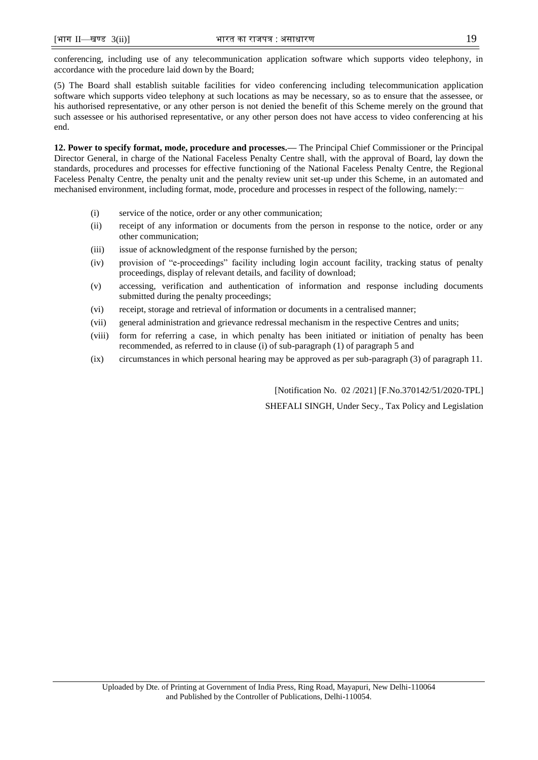conferencing, including use of any telecommunication application software which supports video telephony, in accordance with the procedure laid down by the Board;

(5) The Board shall establish suitable facilities for video conferencing including telecommunication application software which supports video telephony at such locations as may be necessary, so as to ensure that the assessee, or his authorised representative, or any other person is not denied the benefit of this Scheme merely on the ground that such assessee or his authorised representative, or any other person does not have access to video conferencing at his end.

**12. Power to specify format, mode, procedure and processes.—** The Principal Chief Commissioner or the Principal Director General, in charge of the National Faceless Penalty Centre shall, with the approval of Board, lay down the standards, procedures and processes for effective functioning of the National Faceless Penalty Centre, the Regional Faceless Penalty Centre, the penalty unit and the penalty review unit set-up under this Scheme, in an automated and mechanised environment, including format, mode, procedure and processes in respect of the following, namely:—

(i) service of the notice, order or any other communication;

(ii) receipt of any information or documents from the person in response to the notice, order or any other communication;

(iii) issue of acknowledgment of the response furnished by the person;

(iv) provision of "e-proceedings" facility including login account facility, tracking status of penalty proceedings, display of relevant details, and facility of download;

(v) accessing, verification and authentication of information and response including documents submitted during the penalty proceedings;

(vi) receipt, storage and retrieval of information or documents in a centralised manner;

(vii) general administration and grievance redressal mechanism in the respective Centres and units;

(viii) form for referring a case, in which penalty has been initiated or initiation of penalty has been recommended, as referred to in clause (i) of sub-paragraph (1) of paragraph 5 and

(ix) circumstances in which personal hearing may be approved as per sub-paragraph (3) of paragraph 11.

[Notification No. 02 /2021] [F.No.370142/51/2020-TPL]

SHEFALI SINGH, Under Secy., Tax Policy and Legislation

Uploaded by Dte. of Printing at Government of India Press, Ring Road, Mayapuri, New Delhi-110064 and Published by the Controller of Publications, Delhi-110054.